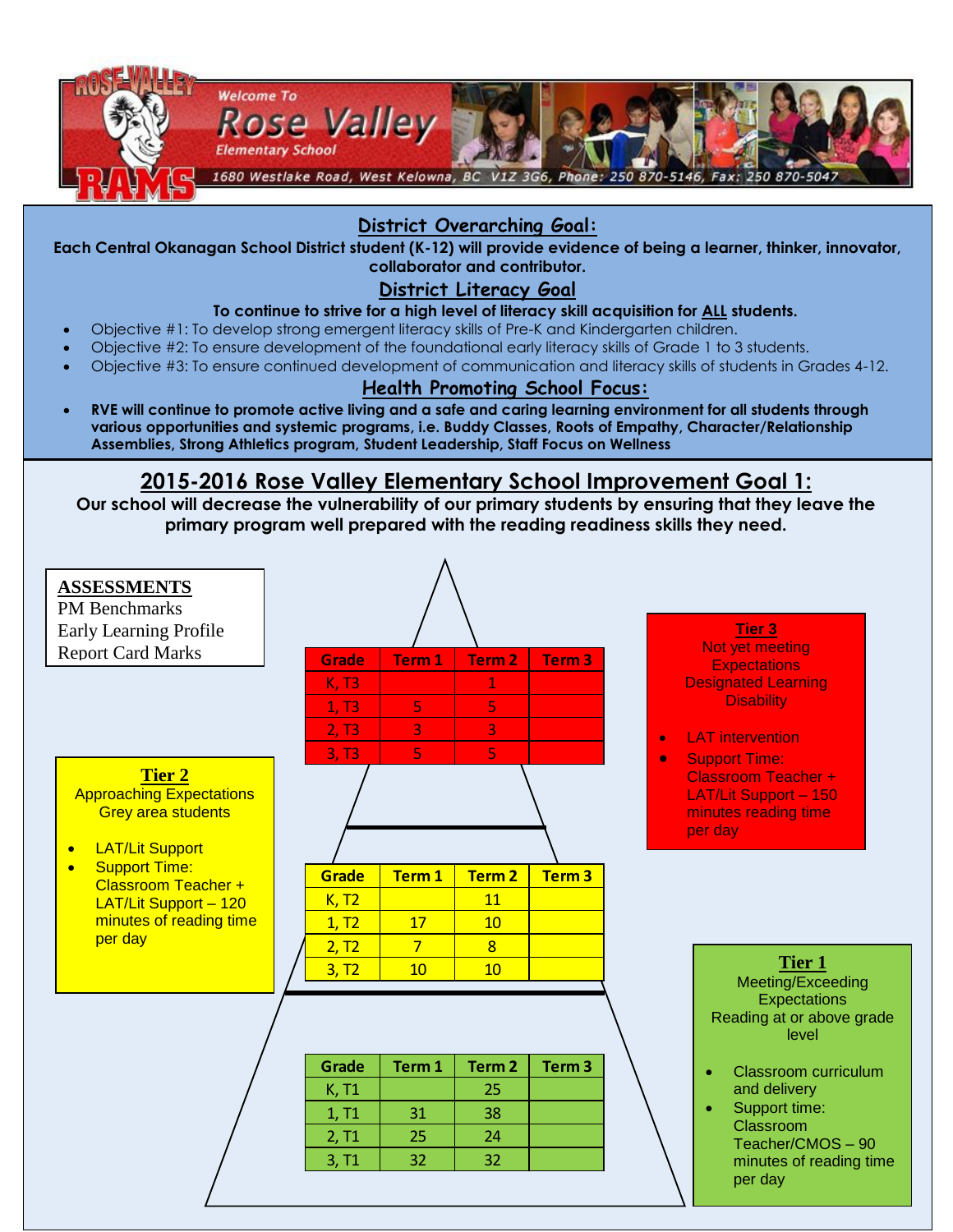ROSE VALLEY RAMS

Welcome To **Rose Valley** Elementary School

1680 Westlake Road, West Kelowna, BC V1Z 3G6, Phone: 250 870-5146, Fax: 250 870-5047

## District Overarching Goal:

**Each Central Okanagan School District student (K-12) will provide evidence of being a learner, thinker, innovator, collaborator and contributor.**

## District Literacy Goal

**To continue to strive for a high level of literacy skill acquisition for ALL students.**

- Objective #1: To develop strong emergent literacy skills of Pre-K and Kindergarten children.
- Objective #2: To ensure development of the foundational early literacy skills of Grade 1 to 3 students.
- Objective #3: To ensure continued development of communication and literacy skills of students in Grades 4-12.

## Health Promoting School Focus:

- **RVE will continue to promote active living and a safe and caring learning environment for all students through various opportunities and systemic programs, i.e. Buddy Classes, Roots of Empathy, Character/Relationship Assemblies, Strong Athletics program, Student Leadership, Staff Focus on Wellness**

## 2015-2016 Rose Valley Elementary School Improvement Goal 1:

**Our school will decrease the vulnerability of our primary students by ensuring that they leave the primary program well prepared with the reading readiness skills they need.**

**ASSESSMENTS**
PM Benchmarks
Early Learning Profile
Report Card Marks

**Tier 3**
Not yet meeting Expectations
Designated Learning Disability

- LAT intervention
- Support Time: Classroom Teacher + LAT/Lit Support – 150 minutes reading time per day

| Grade | Term 1 | Term 2 | Term 3 |
|---|---|---|---|
| K, T3 | | 1 | |
| 1, T3 | 5 | 5 | |
| 2, T3 | 3 | 3 | |
| 3, T3 | 5 | 5 | |

**Tier 2**
Approaching Expectations
Grey area students

- LAT/Lit Support
- Support Time: Classroom Teacher + LAT/Lit Support – 120 minutes of reading time per day

| Grade | Term 1 | Term 2 | Term 3 |
|---|---|---|---|
| K, T2 | | 11 | |
| 1, T2 | 17 | 10 | |
| 2, T2 | 7 | 8 | |
| 3, T2 | 10 | 10 | |

**Tier 1**
Meeting/Exceeding Expectations
Reading at or above grade level

- Classroom curriculum and delivery
- Support time: Classroom Teacher/CMOS – 90 minutes of reading time per day

| Grade | Term 1 | Term 2 | Term 3 |
|---|---|---|---|
| K, T1 | | 25 | |
| 1, T1 | 31 | 38 | |
| 2, T1 | 25 | 24 | |
| 3, T1 | 32 | 32 | |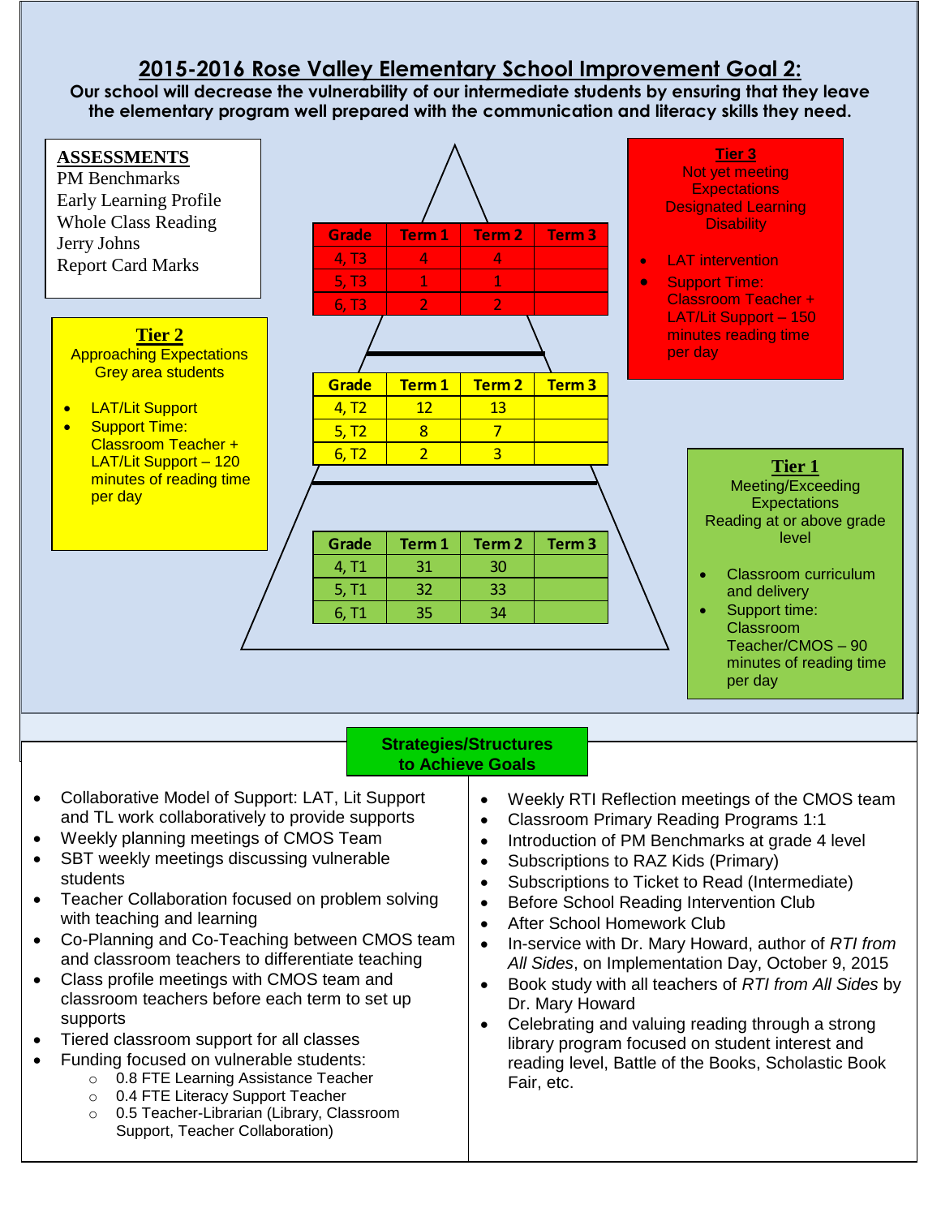# 2015-2016 Rose Valley Elementary School Improvement Goal 2:

**Our school will decrease the vulnerability of our intermediate students by ensuring that they leave the elementary program well prepared with the communication and literacy skills they need.**

**ASSESSMENTS**

PM Benchmarks
Early Learning Profile
Whole Class Reading
Jerry Johns
Report Card Marks

**Tier 3**

Not yet meeting Expectations
Designated Learning Disability

- LAT intervention
- Support Time: Classroom Teacher + LAT/Lit Support – 150 minutes reading time per day

| Grade | Term 1 | Term 2 | Term 3 |
|---|---|---|---|
| 4, T3 | 4 | 4 | |
| 5, T3 | 1 | 1 | |
| 6, T3 | 2 | 2 | |

**Tier 2**

Approaching Expectations
Grey area students

- LAT/Lit Support
- Support Time: Classroom Teacher + LAT/Lit Support – 120 minutes of reading time per day

| Grade | Term 1 | Term 2 | Term 3 |
|---|---|---|---|
| 4, T2 | 12 | 13 | |
| 5, T2 | 8 | 7 | |
| 6, T2 | 2 | 3 | |

**Tier 1**

Meeting/Exceeding Expectations
Reading at or above grade level

- Classroom curriculum and delivery
- Support time: Classroom Teacher/CMOS – 90 minutes of reading time per day

| Grade | Term 1 | Term 2 | Term 3 |
|---|---|---|---|
| 4, T1 | 31 | 30 | |
| 5, T1 | 32 | 33 | |
| 6, T1 | 35 | 34 | |

## Strategies/Structures to Achieve Goals

- Collaborative Model of Support: LAT, Lit Support and TL work collaboratively to provide supports
- Weekly planning meetings of CMOS Team
- SBT weekly meetings discussing vulnerable students
- Teacher Collaboration focused on problem solving with teaching and learning
- Co-Planning and Co-Teaching between CMOS team and classroom teachers to differentiate teaching
- Class profile meetings with CMOS team and classroom teachers before each term to set up supports
- Tiered classroom support for all classes
- Funding focused on vulnerable students:
  - 0.8 FTE Learning Assistance Teacher
  - 0.4 FTE Literacy Support Teacher
  - 0.5 Teacher-Librarian (Library, Classroom Support, Teacher Collaboration)
- Weekly RTI Reflection meetings of the CMOS team
- Classroom Primary Reading Programs 1:1
- Introduction of PM Benchmarks at grade 4 level
- Subscriptions to RAZ Kids (Primary)
- Subscriptions to Ticket to Read (Intermediate)
- Before School Reading Intervention Club
- After School Homework Club
- In-service with Dr. Mary Howard, author of *RTI from All Sides*, on Implementation Day, October 9, 2015
- Book study with all teachers of *RTI from All Sides* by Dr. Mary Howard
- Celebrating and valuing reading through a strong library program focused on student interest and reading level, Battle of the Books, Scholastic Book Fair, etc.